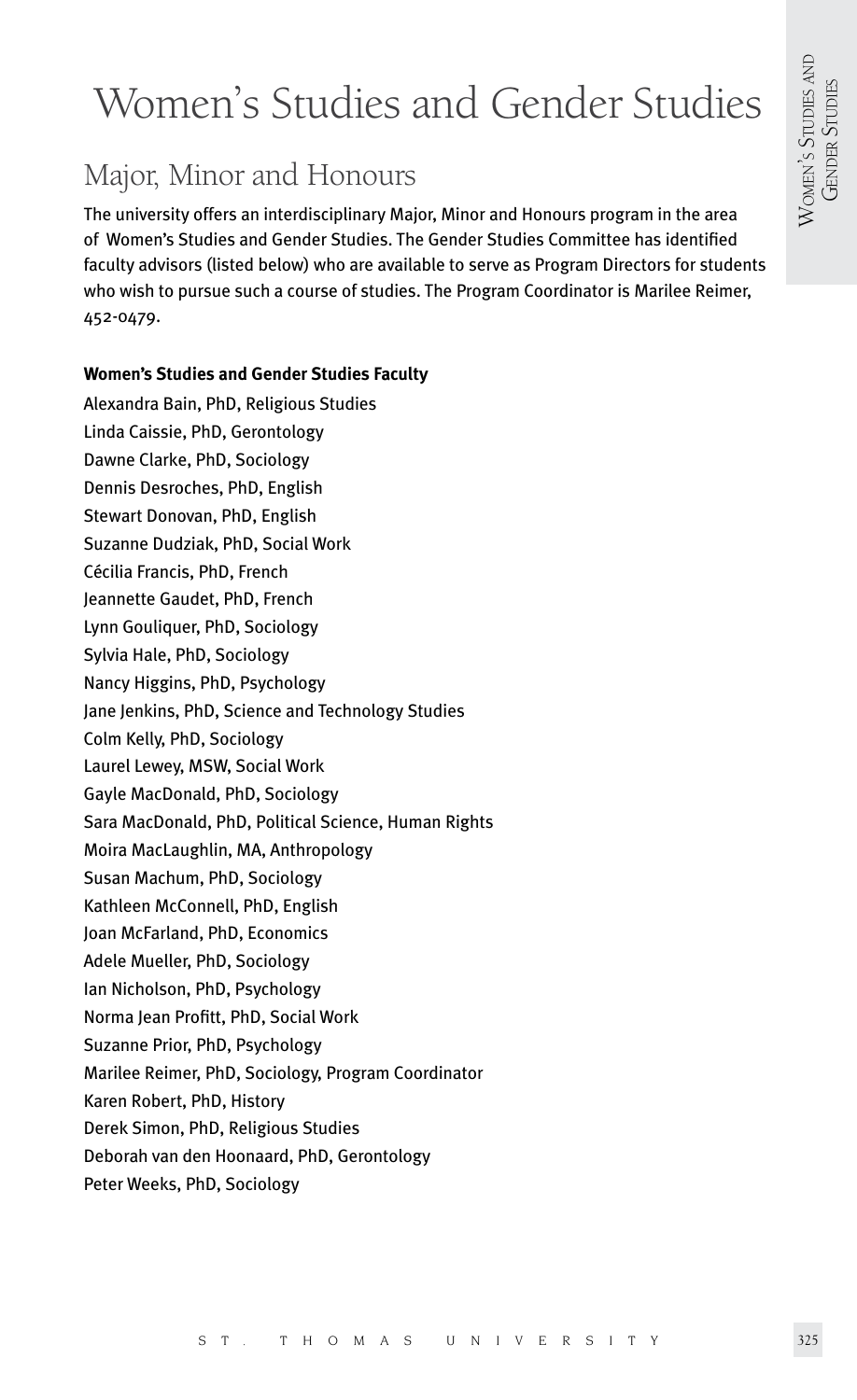# Women's Studies and Gender Studies

## Major, Minor and Honours

The university offers an interdisciplinary Major, Minor and Honours program in the area of Women's Studies and Gender Studies. The Gender Studies Committee has identified faculty advisors (listed below) who are available to serve as Program Directors for students who wish to pursue such a course of studies. The Program Coordinator is Marilee Reimer, 452-0479.

**Women's Studies and Gender Studies Faculty**

Alexandra Bain, PhD, Religious Studies  
Linda Caissie, PhD, Gerontology  
Dawne Clarke, PhD, Sociology  
Dennis Desroches, PhD, English  
Stewart Donovan, PhD, English  
Suzanne Dudziak, PhD, Social Work  
Cécilia Francis, PhD, French  
Jeannette Gaudet, PhD, French  
Lynn Gouliquer, PhD, Sociology  
Sylvia Hale, PhD, Sociology  
Nancy Higgins, PhD, Psychology  
Jane Jenkins, PhD, Science and Technology Studies  
Colm Kelly, PhD, Sociology  
Laurel Lewey, MSW, Social Work  
Gayle MacDonald, PhD, Sociology  
Sara MacDonald, PhD, Political Science, Human Rights  
Moira MacLaughlin, MA, Anthropology  
Susan Machum, PhD, Sociology  
Kathleen McConnell, PhD, English  
Joan McFarland, PhD, Economics  
Adele Mueller, PhD, Sociology  
Ian Nicholson, PhD, Psychology  
Norma Jean Profitt, PhD, Social Work  
Suzanne Prior, PhD, Psychology  
Marilee Reimer, PhD, Sociology, Program Coordinator  
Karen Robert, PhD, History  
Derek Simon, PhD, Religious Studies  
Deborah van den Hoonaard, PhD, Gerontology  
Peter Weeks, PhD, Sociology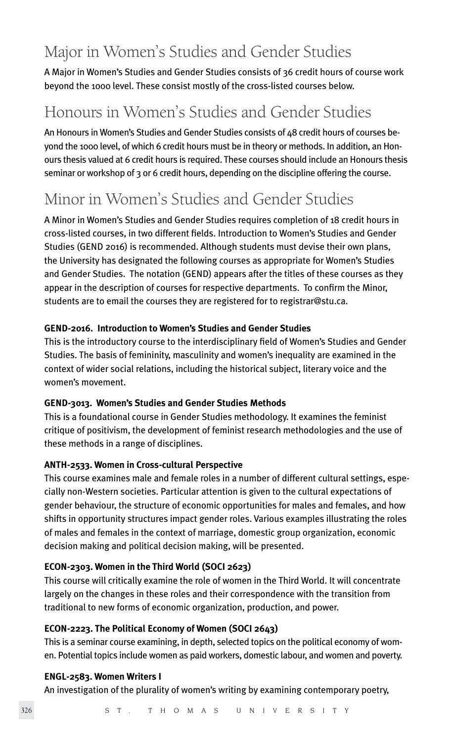## Major in Women's Studies and Gender Studies

A Major in Women's Studies and Gender Studies consists of 36 credit hours of course work beyond the 1000 level. These consist mostly of the cross-listed courses below.

## Honours in Women's Studies and Gender Studies

An Honours in Women's Studies and Gender Studies consists of 48 credit hours of courses beyond the 1000 level, of which 6 credit hours must be in theory or methods. In addition, an Honours thesis valued at 6 credit hours is required. These courses should include an Honours thesis seminar or workshop of 3 or 6 credit hours, depending on the discipline offering the course.

## Minor in Women's Studies and Gender Studies

A Minor in Women's Studies and Gender Studies requires completion of 18 credit hours in cross-listed courses, in two different fields. Introduction to Women's Studies and Gender Studies (GEND 2016) is recommended. Although students must devise their own plans, the University has designated the following courses as appropriate for Women's Studies and Gender Studies. The notation (GEND) appears after the titles of these courses as they appear in the description of courses for respective departments. To confirm the Minor, students are to email the courses they are registered for to registrar@stu.ca.

**GEND-2016. Introduction to Women's Studies and Gender Studies**
This is the introductory course to the interdisciplinary field of Women's Studies and Gender Studies. The basis of femininity, masculinity and women's inequality are examined in the context of wider social relations, including the historical subject, literary voice and the women's movement.

**GEND-3013. Women's Studies and Gender Studies Methods**
This is a foundational course in Gender Studies methodology. It examines the feminist critique of positivism, the development of feminist research methodologies and the use of these methods in a range of disciplines.

**ANTH-2533. Women in Cross-cultural Perspective**
This course examines male and female roles in a number of different cultural settings, especially non-Western societies. Particular attention is given to the cultural expectations of gender behaviour, the structure of economic opportunities for males and females, and how shifts in opportunity structures impact gender roles. Various examples illustrating the roles of males and females in the context of marriage, domestic group organization, economic decision making and political decision making, will be presented.

**ECON-2303. Women in the Third World (SOCI 2623)**
This course will critically examine the role of women in the Third World. It will concentrate largely on the changes in these roles and their correspondence with the transition from traditional to new forms of economic organization, production, and power.

**ECON-2223. The Political Economy of Women (SOCI 2643)**
This is a seminar course examining, in depth, selected topics on the political economy of women. Potential topics include women as paid workers, domestic labour, and women and poverty.

**ENGL-2583. Women Writers I**
An investigation of the plurality of women's writing by examining contemporary poetry,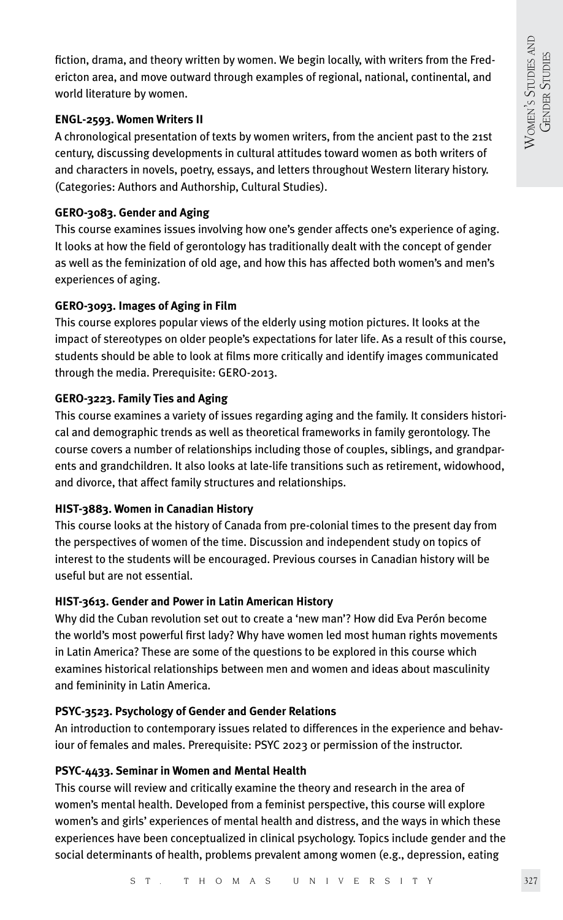fiction, drama, and theory written by women. We begin locally, with writers from the Fredericton area, and move outward through examples of regional, national, continental, and world literature by women.

**ENGL-2593. Women Writers II**

A chronological presentation of texts by women writers, from the ancient past to the 21st century, discussing developments in cultural attitudes toward women as both writers of and characters in novels, poetry, essays, and letters throughout Western literary history. (Categories: Authors and Authorship, Cultural Studies).

**GERO-3083. Gender and Aging**

This course examines issues involving how one's gender affects one's experience of aging. It looks at how the field of gerontology has traditionally dealt with the concept of gender as well as the feminization of old age, and how this has affected both women's and men's experiences of aging.

**GERO-3093. Images of Aging in Film**

This course explores popular views of the elderly using motion pictures. It looks at the impact of stereotypes on older people's expectations for later life. As a result of this course, students should be able to look at films more critically and identify images communicated through the media. Prerequisite: GERO-2013.

**GERO-3223. Family Ties and Aging**

This course examines a variety of issues regarding aging and the family. It considers historical and demographic trends as well as theoretical frameworks in family gerontology. The course covers a number of relationships including those of couples, siblings, and grandparents and grandchildren. It also looks at late-life transitions such as retirement, widowhood, and divorce, that affect family structures and relationships.

**HIST-3883. Women in Canadian History**

This course looks at the history of Canada from pre-colonial times to the present day from the perspectives of women of the time. Discussion and independent study on topics of interest to the students will be encouraged. Previous courses in Canadian history will be useful but are not essential.

**HIST-3613. Gender and Power in Latin American History**

Why did the Cuban revolution set out to create a 'new man'? How did Eva Perón become the world's most powerful first lady? Why have women led most human rights movements in Latin America? These are some of the questions to be explored in this course which examines historical relationships between men and women and ideas about masculinity and femininity in Latin America.

**PSYC-3523. Psychology of Gender and Gender Relations**

An introduction to contemporary issues related to differences in the experience and behaviour of females and males. Prerequisite: PSYC 2023 or permission of the instructor.

**PSYC-4433. Seminar in Women and Mental Health**

This course will review and critically examine the theory and research in the area of women's mental health. Developed from a feminist perspective, this course will explore women's and girls' experiences of mental health and distress, and the ways in which these experiences have been conceptualized in clinical psychology. Topics include gender and the social determinants of health, problems prevalent among women (e.g., depression, eating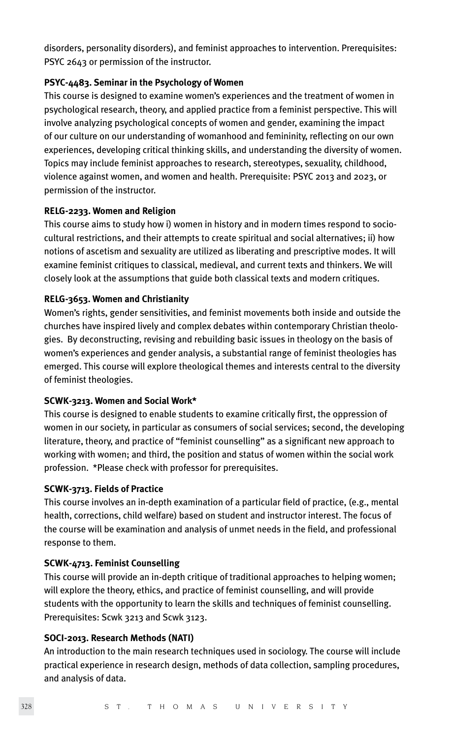disorders, personality disorders), and feminist approaches to intervention. Prerequisites: PSYC 2643 or permission of the instructor.

**PSYC-4483. Seminar in the Psychology of Women**

This course is designed to examine women's experiences and the treatment of women in psychological research, theory, and applied practice from a feminist perspective. This will involve analyzing psychological concepts of women and gender, examining the impact of our culture on our understanding of womanhood and femininity, reflecting on our own experiences, developing critical thinking skills, and understanding the diversity of women. Topics may include feminist approaches to research, stereotypes, sexuality, childhood, violence against women, and women and health. Prerequisite: PSYC 2013 and 2023, or permission of the instructor.

**RELG-2233. Women and Religion**

This course aims to study how i) women in history and in modern times respond to socio-cultural restrictions, and their attempts to create spiritual and social alternatives; ii) how notions of ascetism and sexuality are utilized as liberating and prescriptive modes. It will examine feminist critiques to classical, medieval, and current texts and thinkers. We will closely look at the assumptions that guide both classical texts and modern critiques.

**RELG-3653. Women and Christianity**

Women's rights, gender sensitivities, and feminist movements both inside and outside the churches have inspired lively and complex debates within contemporary Christian theologies. By deconstructing, revising and rebuilding basic issues in theology on the basis of women's experiences and gender analysis, a substantial range of feminist theologies has emerged. This course will explore theological themes and interests central to the diversity of feminist theologies.

**SCWK-3213. Women and Social Work***

This course is designed to enable students to examine critically first, the oppression of women in our society, in particular as consumers of social services; second, the developing literature, theory, and practice of "feminist counselling" as a significant new approach to working with women; and third, the position and status of women within the social work profession. *Please check with professor for prerequisites.

**SCWK-3713. Fields of Practice**

This course involves an in-depth examination of a particular field of practice, (e.g., mental health, corrections, child welfare) based on student and instructor interest. The focus of the course will be examination and analysis of unmet needs in the field, and professional response to them.

**SCWK-4713. Feminist Counselling**

This course will provide an in-depth critique of traditional approaches to helping women; will explore the theory, ethics, and practice of feminist counselling, and will provide students with the opportunity to learn the skills and techniques of feminist counselling. Prerequisites: Scwk 3213 and Scwk 3123.

**SOCI-2013. Research Methods (NATI)**

An introduction to the main research techniques used in sociology. The course will include practical experience in research design, methods of data collection, sampling procedures, and analysis of data.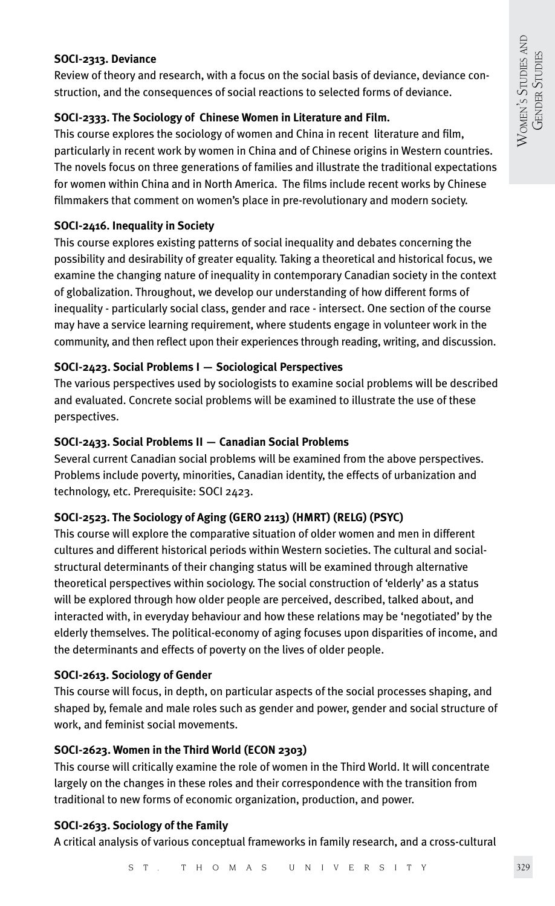**SOCI-2313. Deviance**

Review of theory and research, with a focus on the social basis of deviance, deviance construction, and the consequences of social reactions to selected forms of deviance.

**SOCI-2333. The Sociology of Chinese Women in Literature and Film.**

This course explores the sociology of women and China in recent literature and film, particularly in recent work by women in China and of Chinese origins in Western countries. The novels focus on three generations of families and illustrate the traditional expectations for women within China and in North America. The films include recent works by Chinese filmmakers that comment on women's place in pre-revolutionary and modern society.

**SOCI-2416. Inequality in Society**

This course explores existing patterns of social inequality and debates concerning the possibility and desirability of greater equality. Taking a theoretical and historical focus, we examine the changing nature of inequality in contemporary Canadian society in the context of globalization. Throughout, we develop our understanding of how different forms of inequality - particularly social class, gender and race - intersect. One section of the course may have a service learning requirement, where students engage in volunteer work in the community, and then reflect upon their experiences through reading, writing, and discussion.

**SOCI-2423. Social Problems I — Sociological Perspectives**

The various perspectives used by sociologists to examine social problems will be described and evaluated. Concrete social problems will be examined to illustrate the use of these perspectives.

**SOCI-2433. Social Problems II — Canadian Social Problems**

Several current Canadian social problems will be examined from the above perspectives. Problems include poverty, minorities, Canadian identity, the effects of urbanization and technology, etc. Prerequisite: SOCI 2423.

**SOCI-2523. The Sociology of Aging (GERO 2113) (HMRT) (RELG) (PSYC)**

This course will explore the comparative situation of older women and men in different cultures and different historical periods within Western societies. The cultural and social-structural determinants of their changing status will be examined through alternative theoretical perspectives within sociology. The social construction of 'elderly' as a status will be explored through how older people are perceived, described, talked about, and interacted with, in everyday behaviour and how these relations may be 'negotiated' by the elderly themselves. The political-economy of aging focuses upon disparities of income, and the determinants and effects of poverty on the lives of older people.

**SOCI-2613. Sociology of Gender**

This course will focus, in depth, on particular aspects of the social processes shaping, and shaped by, female and male roles such as gender and power, gender and social structure of work, and feminist social movements.

**SOCI-2623. Women in the Third World (ECON 2303)**

This course will critically examine the role of women in the Third World. It will concentrate largely on the changes in these roles and their correspondence with the transition from traditional to new forms of economic organization, production, and power.

**SOCI-2633. Sociology of the Family**

A critical analysis of various conceptual frameworks in family research, and a cross-cultural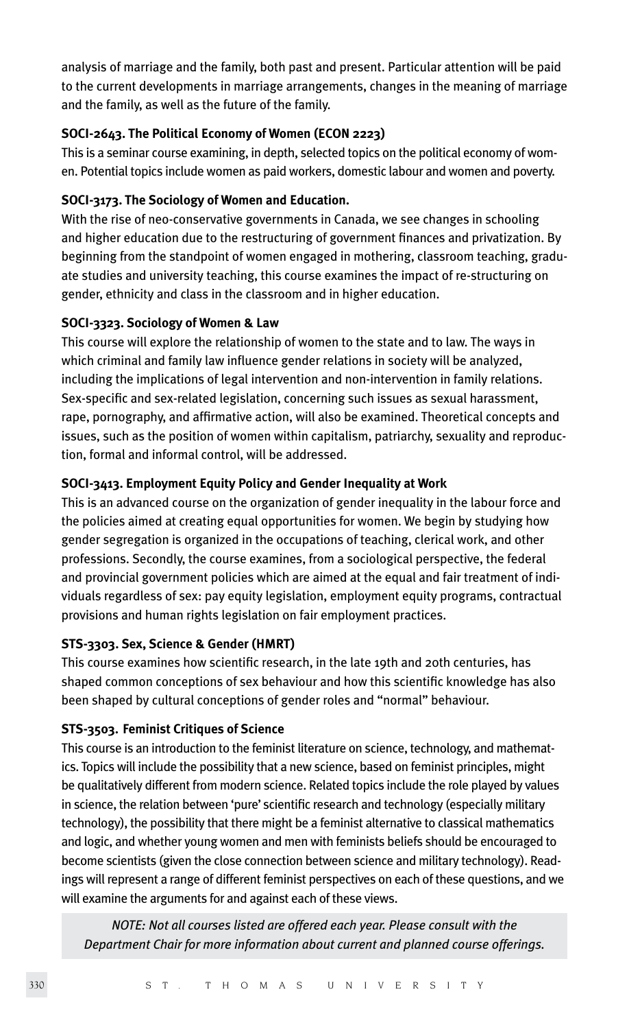analysis of marriage and the family, both past and present. Particular attention will be paid to the current developments in marriage arrangements, changes in the meaning of marriage and the family, as well as the future of the family.

**SOCI-2643. The Political Economy of Women (ECON 2223)**

This is a seminar course examining, in depth, selected topics on the political economy of women. Potential topics include women as paid workers, domestic labour and women and poverty.

**SOCI-3173. The Sociology of Women and Education.**

With the rise of neo-conservative governments in Canada, we see changes in schooling and higher education due to the restructuring of government finances and privatization. By beginning from the standpoint of women engaged in mothering, classroom teaching, graduate studies and university teaching, this course examines the impact of re-structuring on gender, ethnicity and class in the classroom and in higher education.

**SOCI-3323. Sociology of Women & Law**

This course will explore the relationship of women to the state and to law. The ways in which criminal and family law influence gender relations in society will be analyzed, including the implications of legal intervention and non-intervention in family relations. Sex-specific and sex-related legislation, concerning such issues as sexual harassment, rape, pornography, and affirmative action, will also be examined. Theoretical concepts and issues, such as the position of women within capitalism, patriarchy, sexuality and reproduction, formal and informal control, will be addressed.

**SOCI-3413. Employment Equity Policy and Gender Inequality at Work**

This is an advanced course on the organization of gender inequality in the labour force and the policies aimed at creating equal opportunities for women. We begin by studying how gender segregation is organized in the occupations of teaching, clerical work, and other professions. Secondly, the course examines, from a sociological perspective, the federal and provincial government policies which are aimed at the equal and fair treatment of individuals regardless of sex: pay equity legislation, employment equity programs, contractual provisions and human rights legislation on fair employment practices.

**STS-3303. Sex, Science & Gender (HMRT)**

This course examines how scientific research, in the late 19th and 20th centuries, has shaped common conceptions of sex behaviour and how this scientific knowledge has also been shaped by cultural conceptions of gender roles and "normal" behaviour.

**STS-3503. Feminist Critiques of Science**

This course is an introduction to the feminist literature on science, technology, and mathematics. Topics will include the possibility that a new science, based on feminist principles, might be qualitatively different from modern science. Related topics include the role played by values in science, the relation between 'pure' scientific research and technology (especially military technology), the possibility that there might be a feminist alternative to classical mathematics and logic, and whether young women and men with feminists beliefs should be encouraged to become scientists (given the close connection between science and military technology). Readings will represent a range of different feminist perspectives on each of these questions, and we will examine the arguments for and against each of these views.

*NOTE: Not all courses listed are offered each year. Please consult with the Department Chair for more information about current and planned course offerings.*